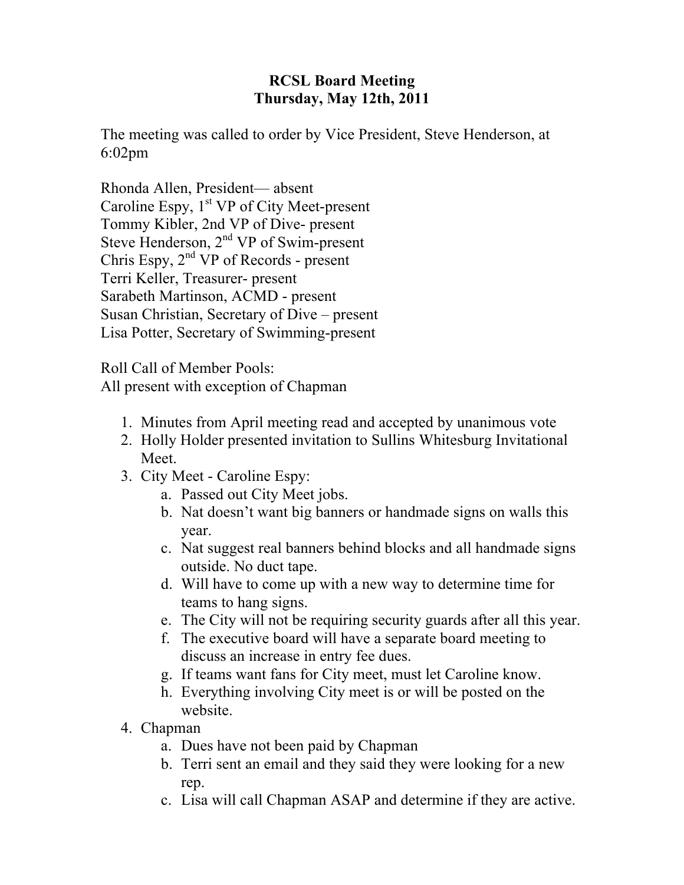# RCSL Board Meeting
## Thursday, May 12th, 2011

The meeting was called to order by Vice President, Steve Henderson, at 6:02pm

Rhonda Allen, President— absent
Caroline Espy, 1st VP of City Meet-present
Tommy Kibler, 2nd VP of Dive- present
Steve Henderson, 2nd VP of Swim-present
Chris Espy, 2nd VP of Records - present
Terri Keller, Treasurer- present
Sarabeth Martinson, ACMD - present
Susan Christian, Secretary of Dive – present
Lisa Potter, Secretary of Swimming-present

Roll Call of Member Pools:
All present with exception of Chapman

1. Minutes from April meeting read and accepted by unanimous vote
2. Holly Holder presented invitation to Sullins Whitesburg Invitational Meet.
3. City Meet - Caroline Espy:
   a. Passed out City Meet jobs.
   b. Nat doesn't want big banners or handmade signs on walls this year.
   c. Nat suggest real banners behind blocks and all handmade signs outside. No duct tape.
   d. Will have to come up with a new way to determine time for teams to hang signs.
   e. The City will not be requiring security guards after all this year.
   f. The executive board will have a separate board meeting to discuss an increase in entry fee dues.
   g. If teams want fans for City meet, must let Caroline know.
   h. Everything involving City meet is or will be posted on the website.
4. Chapman
   a. Dues have not been paid by Chapman
   b. Terri sent an email and they said they were looking for a new rep.
   c. Lisa will call Chapman ASAP and determine if they are active.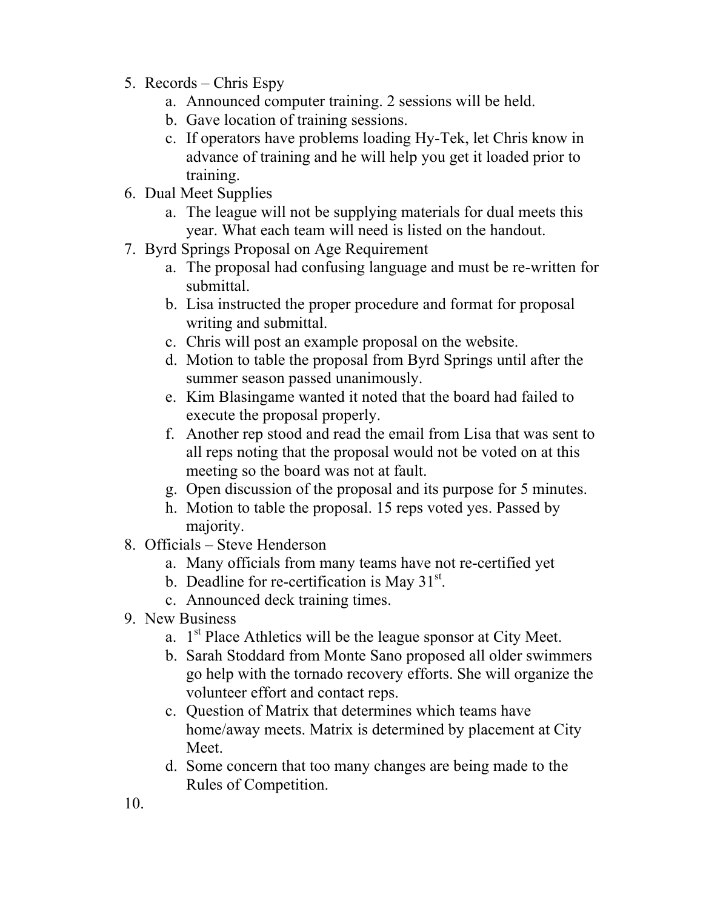5. Records – Chris Espy
    a. Announced computer training. 2 sessions will be held.
    b. Gave location of training sessions.
    c. If operators have problems loading Hy-Tek, let Chris know in advance of training and he will help you get it loaded prior to training.
6. Dual Meet Supplies
    a. The league will not be supplying materials for dual meets this year. What each team will need is listed on the handout.
7. Byrd Springs Proposal on Age Requirement
    a. The proposal had confusing language and must be re-written for submittal.
    b. Lisa instructed the proper procedure and format for proposal writing and submittal.
    c. Chris will post an example proposal on the website.
    d. Motion to table the proposal from Byrd Springs until after the summer season passed unanimously.
    e. Kim Blasingame wanted it noted that the board had failed to execute the proposal properly.
    f. Another rep stood and read the email from Lisa that was sent to all reps noting that the proposal would not be voted on at this meeting so the board was not at fault.
    g. Open discussion of the proposal and its purpose for 5 minutes.
    h. Motion to table the proposal. 15 reps voted yes. Passed by majority.
8. Officials – Steve Henderson
    a. Many officials from many teams have not re-certified yet
    b. Deadline for re-certification is May 31st.
    c. Announced deck training times.
9. New Business
    a. 1st Place Athletics will be the league sponsor at City Meet.
    b. Sarah Stoddard from Monte Sano proposed all older swimmers go help with the tornado recovery efforts. She will organize the volunteer effort and contact reps.
    c. Question of Matrix that determines which teams have home/away meets. Matrix is determined by placement at City Meet.
    d. Some concern that too many changes are being made to the Rules of Competition.
10.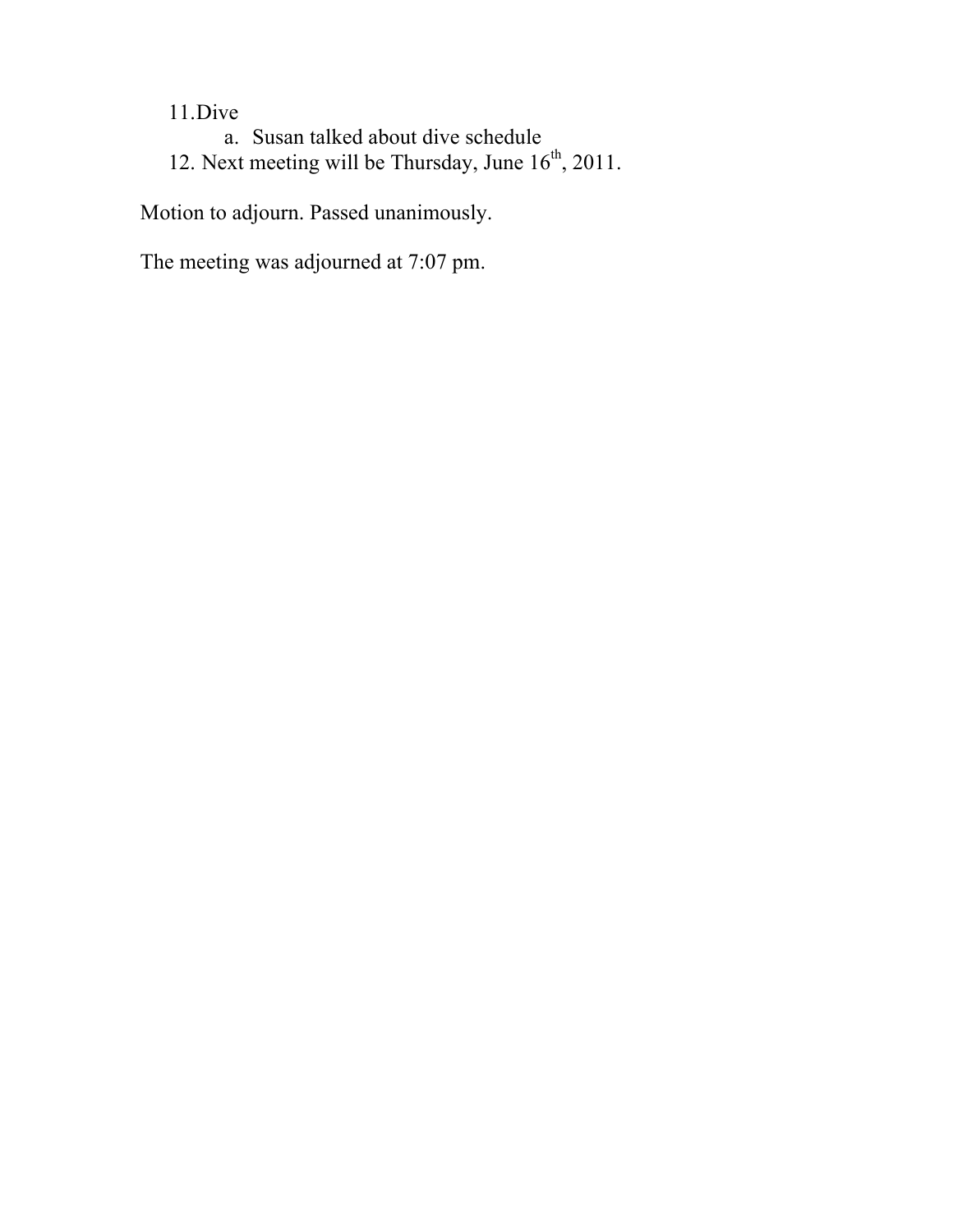11. Dive
    a. Susan talked about dive schedule
12. Next meeting will be Thursday, June 16th, 2011.

Motion to adjourn. Passed unanimously.

The meeting was adjourned at 7:07 pm.